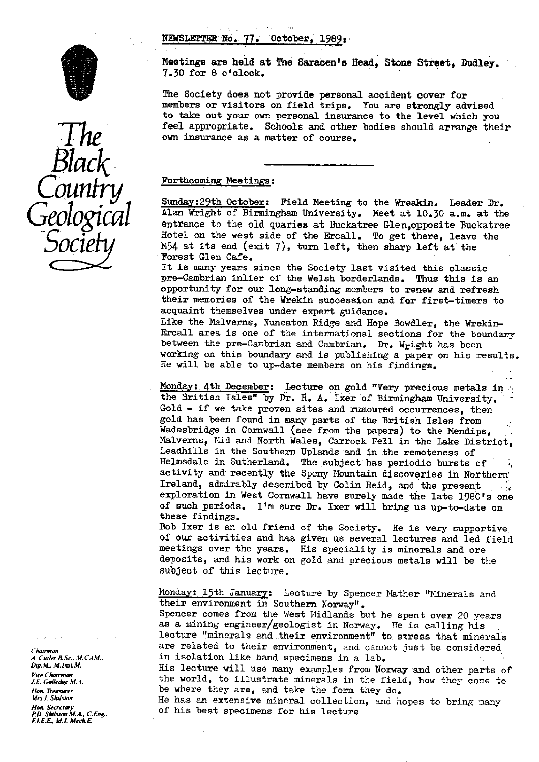# The Black Country Geological Society

## NEWSLETTER No. 77. October, 1989:

**Meetings are held at The Saracen's Head, Stone Street, Dudley. 7.30 for 8 o'clock.**

The Society does not provide personal accident cover for members or visitors on field trips. You are strongly advised to take out your own personal insurance to the level which you feel appropriate. Schools and other bodies should arrange their own insurance as a matter of course.

---

### Forthcoming Meetings:

Sunday:29th October: Field Meeting to the Wreakin. Leader Dr. Alan Wright of Birmingham University. Meet at 10.30 a.m. at the entrance to the old quaries at Buckatree Glen,opposite Buckatree Hotel on the west side of the Ercall. To get there, leave the M54 at its end (exit 7), turn left, then sharp left at the Forest Glen Cafe.

It is many years since the Society last visited this classic pre-Cambrian inlier of the Welsh borderlands. Thus this is an opportunity for our long-standing members to renew and refresh their memories of the Wrekin succession and for first-timers to acquaint themselves under expert guidance.

Like the Malverns, Nuneaton Ridge and Hope Bowdler, the Wrekin-Ercall area is one of the international sections for the boundary between the pre-Cambrian and Cambrian. Dr. Wright has been working on this boundary and is publishing a paper on his results. He will be able to up-date members on his findings.

Monday: 4th December: Lecture on gold "Very precious metals in the British Isles" by Dr. R. A. Ixer of Birmingham University. Gold - if we take proven sites and rumoured occurrences, then gold has been found in many parts of the British Isles from Wadesbridge in Cornwall (see from the papers) to the Mendips, Malverns, Mid and North Wales, Carrock Fell in the Lake District, Leadhills in the Southern Uplands and in the remoteness of Helmsdale in Sutherland. The subject has periodic bursts of activity and recently the Speny Mountain discoveries in Northern Ireland, admirably described by Colin Reid, and the present exploration in West Cornwall have surely made the late 1980's one of such periods. I'm sure Dr. Ixer will bring us up-to-date on these findings.

Bob Ixer is an old friend of the Society. He is very supportive of our activities and has given us several lectures and led field meetings over the years. His speciality is minerals and ore deposits, and his work on gold and precious metals will be the subject of this lecture.

Monday: 15th January: Lecture by Spencer Mather "Minerals and their environment in Southern Norway".

Spencer comes from the West Midlands but he spent over 20 years as a mining engineer/geologist in Norway. He is calling his lecture "minerals and their environment" to stress that minerals are related to their environment, and cannot just be considered in isolation like hand specimens in a lab.

His lecture will use many examples from Norway and other parts of the world, to illustrate minerals in the field, how they come to be where they are, and take the form they do.

He has an extensive mineral collection, and hopes to bring many of his best specimens for his lecture

*Chairman*
*A. Cutler B.Sc., M.CAM., Dip.M., M.Inst.M.*
*Vice Chairman*
*J.E. Golledge M.A.*
*Hon. Treasurer*
*Mrs J. Shilston*
*Hon. Secretary*
*P.D. Shilston M.A., C.Eng., F.I.E.E., M.I. Mech.E.*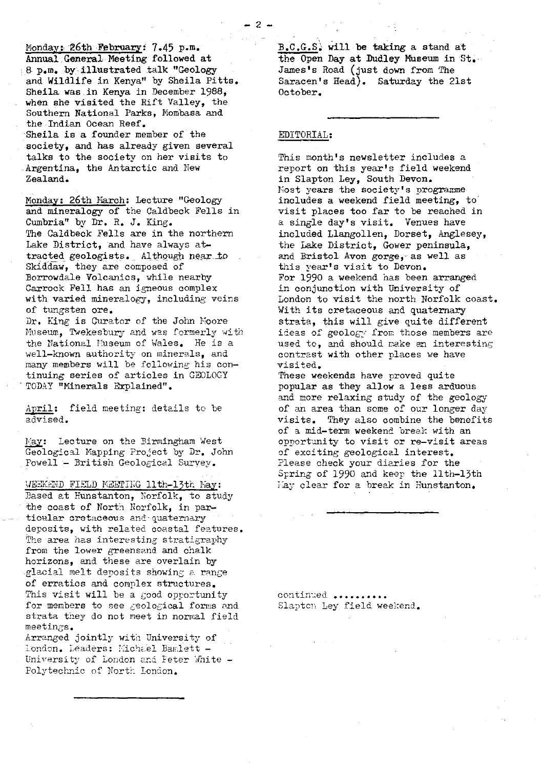Monday: 26th February: 7.45 p.m.
Annual General Meeting followed at 8 p.m. by illustrated talk "Geology and Wildlife in Kenya" by Sheila Pitts. Sheila was in Kenya in December 1988, when she visited the Rift Valley, the Southern National Parks, Mombasa and the Indian Ocean Reef.
Sheila is a founder member of the society, and has already given several talks to the society on her visits to Argentina, the Antarctic and New Zealand.

Monday: 26th March: Lecture "Geology and mineralogy of the Caldbeck Fells in Cumbria" by Dr. R. J. King.
The Caldbeck Fells are in the northern Lake District, and have always attracted geologists. Although near to Skiddaw, they are composed of Borrowdale Volcanics, while nearby Carrock Fell has an igneous complex with varied mineralogy, including veins of tungsten ore.
Dr. King is Curator of the John Moore Museum, Twekesbury and was formerly with the National Museum of Wales. He is a well-known authority on minerals, and many members will be following his continuing series of articles in GEOLOGY TODAY "Minerals Explained".

April: field meeting: details to be advised.

May: Lecture on the Birmingham West Geological Mapping Project by Dr. John Powell - British Geological Survey.

WEEKEND FIELD MEETING 11th-13th May:
Based at Hunstanton, Norfolk, to study the coast of North Norfolk, in particular cretaceous and quaternary deposits, with related coastal features. The area has interesting stratigraphy from the lower greensand and chalk horizons, and these are overlain by glacial melt deposits showing a range of erratics and complex structures. This visit will be a good opportunity for members to see geological forms and strata they do not meet in normal field meetings.
Arranged jointly with University of London. Leaders: Michael Barnlett - University of London and Peter White - Polytechnic of North London.

---

B.C.G.S. will be taking a stand at the Open Day at Dudley Museum in St. James's Road (just down from The Saracen's Head). Saturday the 21st October.

---

EDITORIAL:

This month's newsletter includes a report on this year's field weekend in Slapton Ley, South Devon.
Most years the society's programme includes a weekend field meeting, to visit places too far to be reached in a single day's visit. Venues have included Llangollen, Dorset, Anglesey, the Lake District, Gower peninsula, and Bristol Avon gorge, as well as this year's visit to Devon.
For 1990 a weekend has been arranged in conjunction with University of London to visit the north Norfolk coast. With its cretaceous and quaternary strata, this will give quite different ideas of geology from those members are used to, and should make an interesting contrast with other places we have visited.
These weekends have proved quite popular as they allow a less arduous and more relaxing study of the geology of an area than some of our longer day visits. They also combine the benefits of a mid-term weekend break with an opportunity to visit or re-visit areas of exciting geological interest.
Please check your diaries for the Spring of 1990 and keep the 11th-13th May clear for a break in Hunstanton.

---

continued ..........
Slapton Ley field weekend.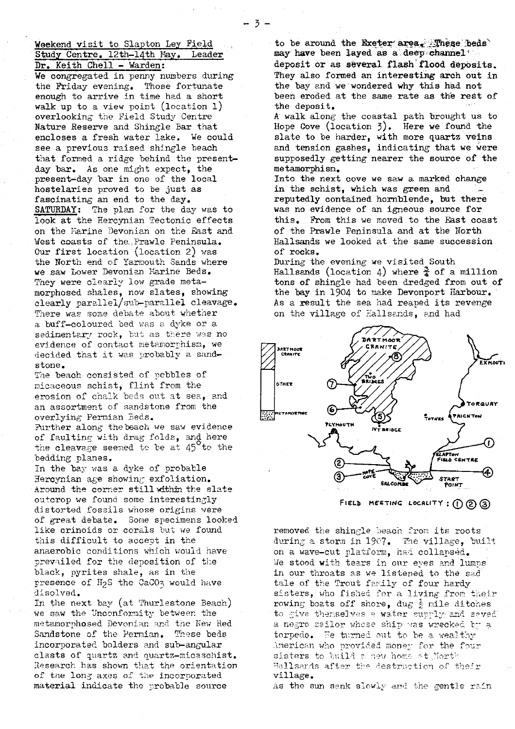**Weekend visit to Slapton Ley Field Study Centre. 12th-14th May. Leader Dr. Keith Chell - Warden:**

We congregated in penny numbers during the Friday evening. Those fortunate enough to arrive in time had a short walk up to a view point (location 1) overlooking the Field Study Centre Nature Reserve and Shingle Bar that encloses a fresh water lake. We could see a previous raised shingle beach that formed a ridge behind the present-day bar. As one might expect, the present-day bar in one of the local hostelaries proved to be just as fascinating an end to the day.

**SATURDAY:** The plan for the day was to look at the Hercynian Tectonic effects on the Marine Devonian on the East and West coasts of the Prawle Peninsula. Our first location (location 2) was the North end of Yarmouth Sands where we saw Lower Devonian Marine Beds. They were clearly low grade metamorphosed shales, now slates, showing clearly parallel/sub-parallel cleavage. There was some debate about whether a buff-coloured bed was a dyke or a sedimentary rock, but as there was no evidence of contact metamorphism, we decided that it was probably a sandstone.

The beach consisted of pebbles of micaceous schist, flint from the erosion of chalk beds out at sea, and an assortment of sandstone from the overlying Permian Beds.

Further along the beach we saw evidence of faulting with drag folds, and here the cleavage seemed to be at 45° to the bedding planes.

In the bay was a dyke of probable Hercynian age showing exfoliation. Around the corner still within the slate outcrop we found some interestingly distorted fossils whose origins were of great debate. Some specimens looked like crinoids or corals but we found this difficult to accept in the anaerobic conditions which would have prevailed for the deposition of the black, pyrites shale, as in the presence of $H_2S$ the $CaCO_3$ would have disolved.

In the next bay (at Thurlestone Beach) we saw the Unconformity between the metamorphosed Devonian and the New Red Sandstone of the Permian. These beds incorporated bolders and sub-angular clasts of quartz and quartz-micaschist. Research has shown that the orientation of the long axes of the incorporated material indicate the probable source to be around the Exeter area. These beds may have been layed as a deep channel deposit or as several flash flood deposits. They also formed an interesting arch out in the bay and we wondered why this had not been eroded at the same rate as the rest of the deposit.

A walk along the coastal path brought us to Hope Cove (location 3). Here we found the slate to be harder, with more quartz veins and tension gashes, indicating that we were supposedly getting nearer the source of the metamorphism.

Into the next cove we saw a marked change in the schist, which was green and reputedly contained hornblende, but there was no evidence of an igneous source for this. From this we moved to the East coast of the Prawle Peninsula and at the North Hallsands we looked at the same succession of rocks.

During the evening we visited South Hallsands (location 4) where ¾ of a million tons of shingle had been dredged from out of the bay in 1904 to make Devonport Harbour. As a result the sea had reaped its revenge on the village of Hallsands, and had removed the shingle beach from its roots during a storm in 1907. The village, built on a wave-cut platform, had collapsed. We stood with tears in our eyes and lumps in our throats as we listened to the sad tale of the Trout family of four hardy sisters, who fished for a living from their rowing boats off shore, dug ½ mile ditches to give themselves a water supply and saved a negro sailor whose ship was wrecked by a torpedo. He turned out to be a wealthy American who provided money for the four sisters to build a new home at North Hallsands after the destruction of their village.

As the sun sank slowly and the gentle rain

FIELD MEETING LOCALITY: ① ② ③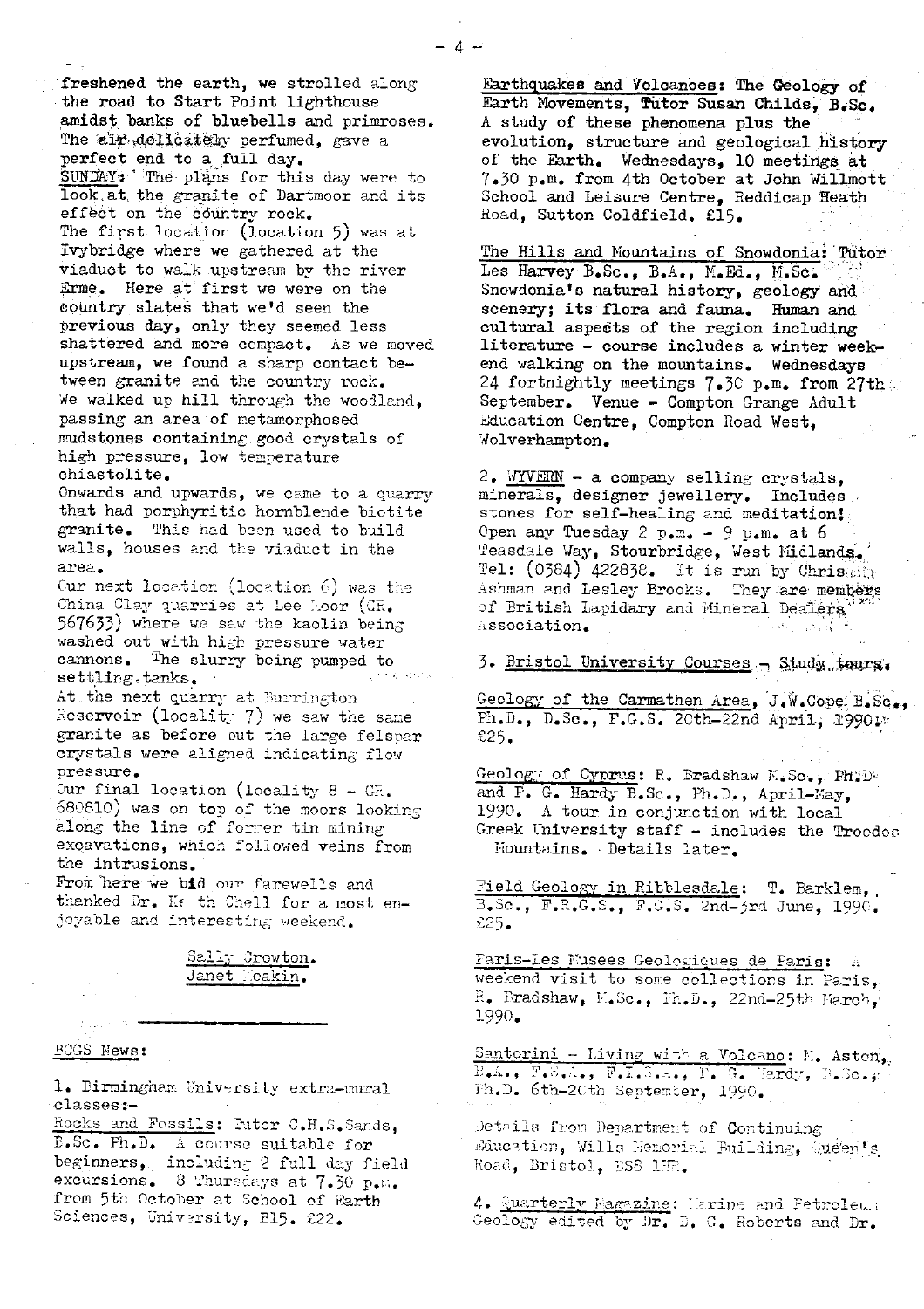freshened the earth, we strolled along the road to Start Point lighthouse amidst banks of bluebells and primroses. The air delicately perfumed, gave a perfect end to a full day.

SUNDAY: The plans for this day were to look at the granite of Dartmoor and its effect on the country rock.

The first location (location 5) was at Ivybridge where we gathered at the viaduct to walk upstream by the river Erme. Here at first we were on the country slates that we'd seen the previous day, only they seemed less shattered and more compact. As we moved upstream, we found a sharp contact between granite and the country rock. We walked up hill through the woodland, passing an area of metamorphosed mudstones containing good crystals of high pressure, low temperature chiastolite.

Onwards and upwards, we came to a quarry that had porphyritic hornblende biotite granite. This had been used to build walls, houses and the viaduct in the area.

Our next location (location 6) was the China Clay quarries at Lee Moor (GR. 567633) where we saw the kaolin being washed out with high pressure water cannons. The slurry being pumped to settling tanks.

At the next quarry at Burrington Reservoir (locality 7) we saw the same granite as before but the large felspar crystals were aligned indicating flow pressure.

Our final location (locality 8 - GR. 680810) was on top of the moors looking along the line of former tin mining excavations, which followed veins from the intrusions.

From here we bid our farewells and thanked Dr. Keith Chell for a most enjoyable and interesting weekend.

Sally Crowton.
Janet Meakin.

---

BCGS News:

1. Birmingham University extra-mural classes:-

Rocks and Fossils: Tutor C.H.S.Sands, B.Sc. Ph.D. A course suitable for beginners, including 2 full day field excursions. 8 Thursdays at 7.30 p.m. from 5th October at School of Earth Sciences, University, B15. £22.

Earthquakes and Volcanoes: The Geology of Earth Movements, Tutor Susan Childs, B.Sc. A study of these phenomena plus the evolution, structure and geological history of the Earth. Wednesdays, 10 meetings at 7.30 p.m. from 4th October at John Willmott School and Leisure Centre, Reddicap Heath Road, Sutton Coldfield. £15.

The Hills and Mountains of Snowdonia: Tutor Les Harvey B.Sc., B.A., M.Ed., M.Sc. Snowdonia's natural history, geology and scenery; its flora and fauna. Human and cultural aspects of the region including literature - course includes a winter weekend walking on the mountains. Wednesdays 24 fortnightly meetings 7.30 p.m. from 27th September. Venue - Compton Grange Adult Education Centre, Compton Road West, Wolverhampton.

2. WYVERN - a company selling crystals, minerals, designer jewellery. Includes stones for self-healing and meditation! Open any Tuesday 2 p.m. - 9 p.m. at 6 Teasdale Way, Stourbridge, West Midlands. Tel: (0384) 422838. It is run by Chris Ashman and Lesley Brooks. They are members of British Lapidary and Mineral Dealers Association.

3. Bristol University Courses - Study tours.

Geology of the Carmathen Area, J.W.Cope B.Sc., Ph.D., D.Sc., F.G.S. 20th-22nd April, 1990. £25.

Geology of Cyprus: R. Bradshaw M.Sc., Ph.D. and P. G. Hardy B.Sc., Ph.D., April-May, 1990. A tour in conjunction with local Greek University staff - includes the Troodos Mountains. Details later.

Field Geology in Ribblesdale: T. Barklem, B.Sc., F.R.G.S., F.G.S. 2nd-3rd June, 1990. £25.

Paris-Les Musees Geologiques de Paris: A weekend visit to some collections in Paris, R. Bradshaw, M.Sc., Ph.D., 22nd-25th March, 1990.

Santorini - Living with a Volcano: M. Aston, B.A., F.S.A., F.I.S.A., P. G. Hardy, B.Sc., Ph.D. 6th-20th September, 1990.

Details from Department of Continuing Education, Wills Memorial Building, Queen's Road, Bristol, BS8 1HR.

4. Quarterly Magazine: Marine and Petroleum Geology edited by Dr. D. G. Roberts and Dr.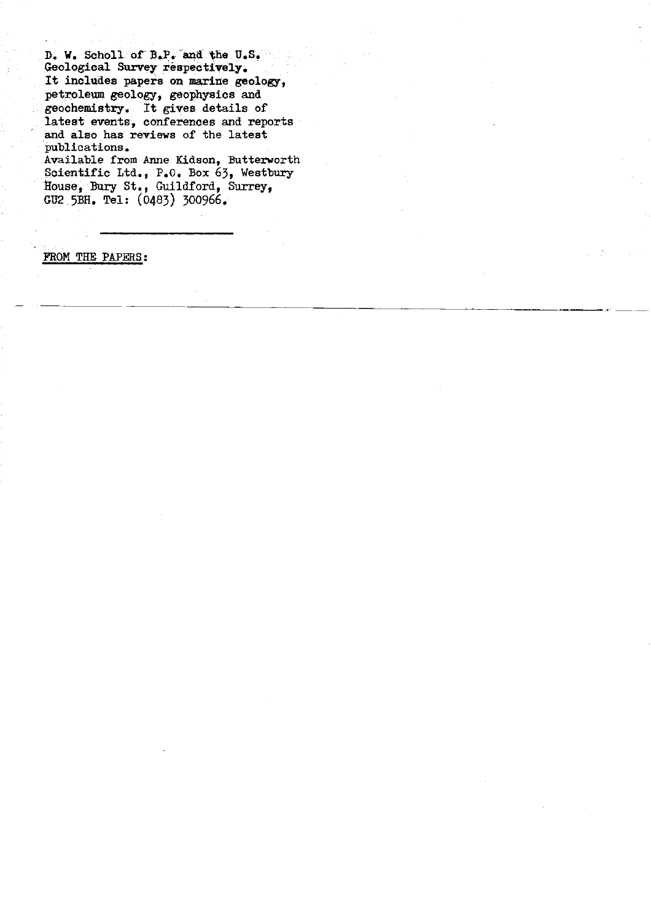D. W. Scholl of B.P. and the U.S. Geological Survey respectively. It includes papers on marine geology, petroleum geology, geophysics and geochemistry. It gives details of latest events, conferences and reports and also has reviews of the latest publications.

Available from Anne Kidson, Butterworth Scientific Ltd., P.O. Box 63, Westbury House, Bury St., Guildford, Surrey, GU2 5BH. Tel: (0483) 300966.

---

FROM THE PAPERS:

---